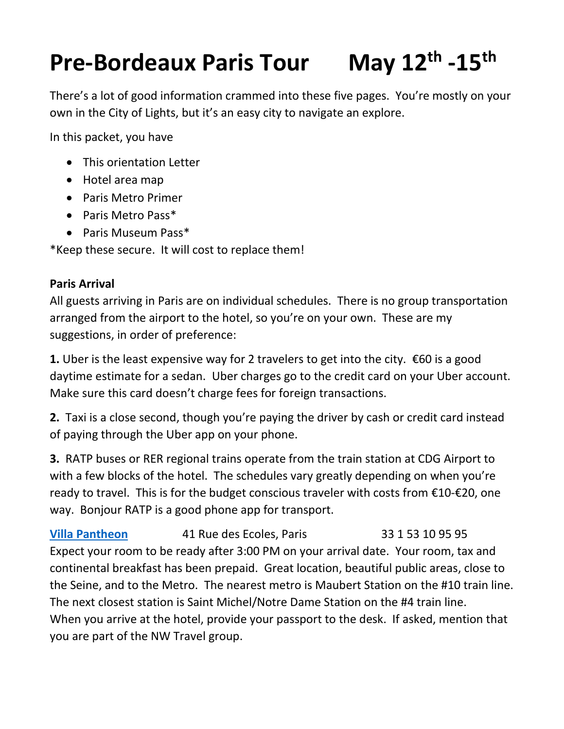# Pre-Bordeaux Paris Tour May 12th -15th

There's a lot of good information crammed into these five pages. You're mostly on your own in the City of Lights, but it's an easy city to navigate an explore.

In this packet, you have

- This orientation Letter
- Hotel area map
- Paris Metro Primer
- Paris Metro Pass*
- Paris Museum Pass*

*Keep these secure. It will cost to replace them!

**Paris Arrival**

All guests arriving in Paris are on individual schedules. There is no group transportation arranged from the airport to the hotel, so you're on your own. These are my suggestions, in order of preference:

**1.** Uber is the least expensive way for 2 travelers to get into the city. €60 is a good daytime estimate for a sedan. Uber charges go to the credit card on your Uber account. Make sure this card doesn't charge fees for foreign transactions.

**2.** Taxi is a close second, though you're paying the driver by cash or credit card instead of paying through the Uber app on your phone.

**3.** RATP buses or RER regional trains operate from the train station at CDG Airport to with a few blocks of the hotel. The schedules vary greatly depending on when you're ready to travel. This is for the budget conscious traveler with costs from €10-€20, one way. Bonjour RATP is a good phone app for transport.

**Villa Pantheon** 41 Rue des Ecoles, Paris 33 1 53 10 95 95

Expect your room to be ready after 3:00 PM on your arrival date. Your room, tax and continental breakfast has been prepaid. Great location, beautiful public areas, close to the Seine, and to the Metro. The nearest metro is Maubert Station on the #10 train line. The next closest station is Saint Michel/Notre Dame Station on the #4 train line.

When you arrive at the hotel, provide your passport to the desk. If asked, mention that you are part of the NW Travel group.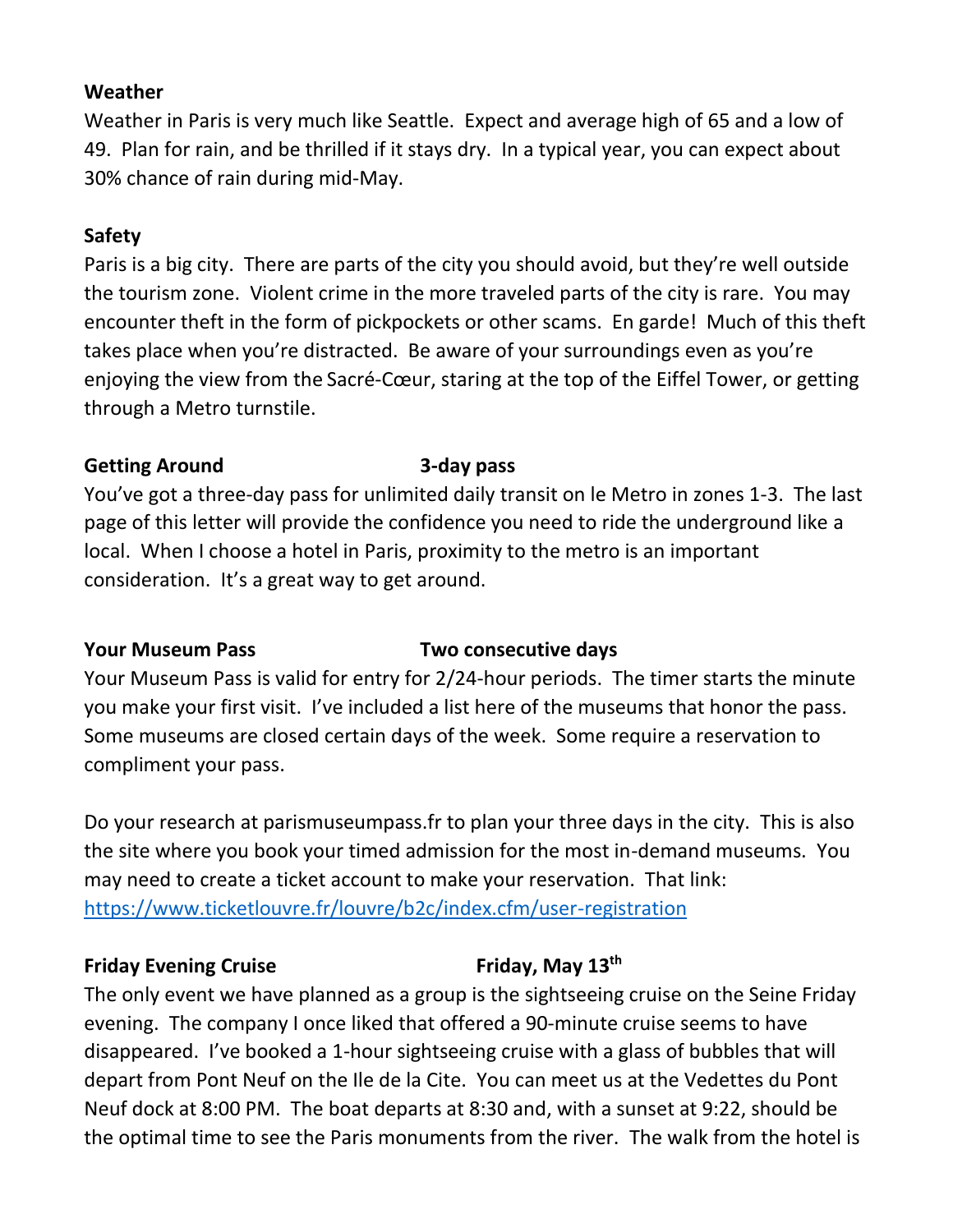**Weather**

Weather in Paris is very much like Seattle. Expect and average high of 65 and a low of 49. Plan for rain, and be thrilled if it stays dry. In a typical year, you can expect about 30% chance of rain during mid-May.

**Safety**

Paris is a big city. There are parts of the city you should avoid, but they're well outside the tourism zone. Violent crime in the more traveled parts of the city is rare. You may encounter theft in the form of pickpockets or other scams. En garde! Much of this theft takes place when you're distracted. Be aware of your surroundings even as you're enjoying the view from the Sacré-Cœur, staring at the top of the Eiffel Tower, or getting through a Metro turnstile.

**Getting Around** **3-day pass**

You've got a three-day pass for unlimited daily transit on le Metro in zones 1-3. The last page of this letter will provide the confidence you need to ride the underground like a local. When I choose a hotel in Paris, proximity to the metro is an important consideration. It's a great way to get around.

**Your Museum Pass** **Two consecutive days**

Your Museum Pass is valid for entry for 2/24-hour periods. The timer starts the minute you make your first visit. I've included a list here of the museums that honor the pass. Some museums are closed certain days of the week. Some require a reservation to compliment your pass.

Do your research at parismuseumpass.fr to plan your three days in the city. This is also the site where you book your timed admission for the most in-demand museums. You may need to create a ticket account to make your reservation. That link: [https://www.ticketlouvre.fr/louvre/b2c/index.cfm/user-registration](https://www.ticketlouvre.fr/louvre/b2c/index.cfm/user-registration)

**Friday Evening Cruise** **Friday, May 13th**

The only event we have planned as a group is the sightseeing cruise on the Seine Friday evening. The company I once liked that offered a 90-minute cruise seems to have disappeared. I've booked a 1-hour sightseeing cruise with a glass of bubbles that will depart from Pont Neuf on the Ile de la Cite. You can meet us at the Vedettes du Pont Neuf dock at 8:00 PM. The boat departs at 8:30 and, with a sunset at 9:22, should be the optimal time to see the Paris monuments from the river. The walk from the hotel is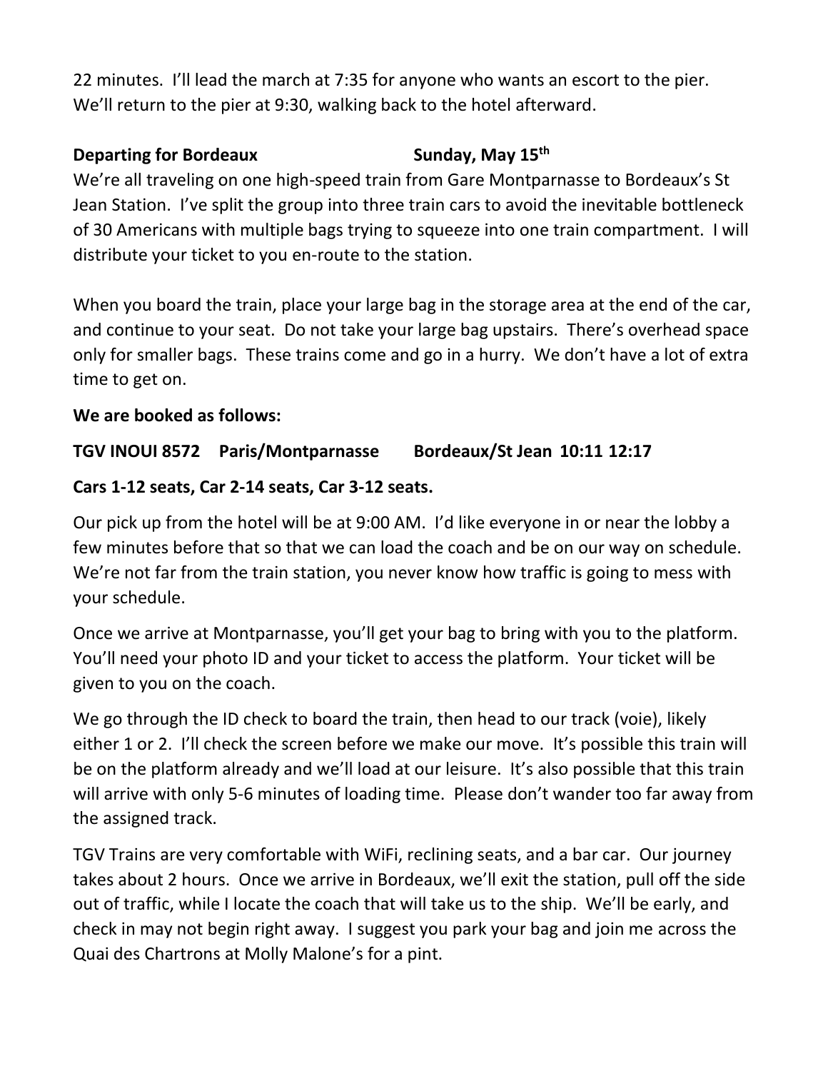22 minutes. I'll lead the march at 7:35 for anyone who wants an escort to the pier. We'll return to the pier at 9:30, walking back to the hotel afterward.

**Departing for Bordeaux — Sunday, May 15th**

We're all traveling on one high-speed train from Gare Montparnasse to Bordeaux's St Jean Station. I've split the group into three train cars to avoid the inevitable bottleneck of 30 Americans with multiple bags trying to squeeze into one train compartment. I will distribute your ticket to you en-route to the station.

When you board the train, place your large bag in the storage area at the end of the car, and continue to your seat. Do not take your large bag upstairs. There's overhead space only for smaller bags. These trains come and go in a hurry. We don't have a lot of extra time to get on.

**We are booked as follows:**

**TGV INOUI 8572 Paris/Montparnasse Bordeaux/St Jean 10:11 12:17**

**Cars 1-12 seats, Car 2-14 seats, Car 3-12 seats.**

Our pick up from the hotel will be at 9:00 AM. I'd like everyone in or near the lobby a few minutes before that so that we can load the coach and be on our way on schedule. We're not far from the train station, you never know how traffic is going to mess with your schedule.

Once we arrive at Montparnasse, you'll get your bag to bring with you to the platform. You'll need your photo ID and your ticket to access the platform. Your ticket will be given to you on the coach.

We go through the ID check to board the train, then head to our track (voie), likely either 1 or 2. I'll check the screen before we make our move. It's possible this train will be on the platform already and we'll load at our leisure. It's also possible that this train will arrive with only 5-6 minutes of loading time. Please don't wander too far away from the assigned track.

TGV Trains are very comfortable with WiFi, reclining seats, and a bar car. Our journey takes about 2 hours. Once we arrive in Bordeaux, we'll exit the station, pull off the side out of traffic, while I locate the coach that will take us to the ship. We'll be early, and check in may not begin right away. I suggest you park your bag and join me across the Quai des Chartrons at Molly Malone's for a pint.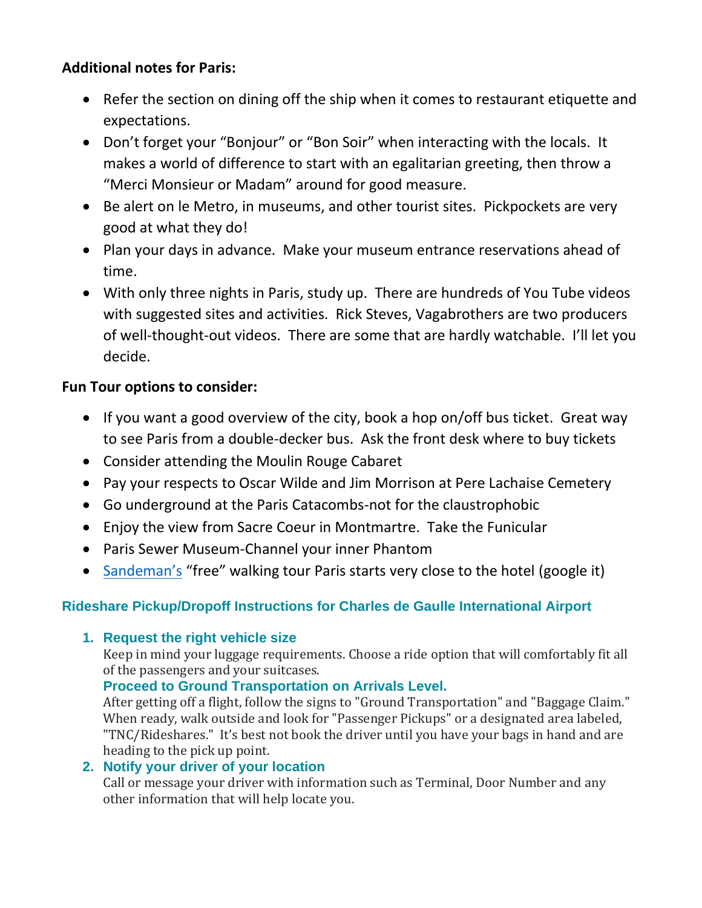**Additional notes for Paris:**

- Refer the section on dining off the ship when it comes to restaurant etiquette and expectations.
- Don't forget your "Bonjour" or "Bon Soir" when interacting with the locals. It makes a world of difference to start with an egalitarian greeting, then throw a "Merci Monsieur or Madam" around for good measure.
- Be alert on le Metro, in museums, and other tourist sites. Pickpockets are very good at what they do!
- Plan your days in advance. Make your museum entrance reservations ahead of time.
- With only three nights in Paris, study up. There are hundreds of You Tube videos with suggested sites and activities. Rick Steves, Vagabrothers are two producers of well-thought-out videos. There are some that are hardly watchable. I'll let you decide.

**Fun Tour options to consider:**

- If you want a good overview of the city, book a hop on/off bus ticket. Great way to see Paris from a double-decker bus. Ask the front desk where to buy tickets
- Consider attending the Moulin Rouge Cabaret
- Pay your respects to Oscar Wilde and Jim Morrison at Pere Lachaise Cemetery
- Go underground at the Paris Catacombs-not for the claustrophobic
- Enjoy the view from Sacre Coeur in Montmartre. Take the Funicular
- Paris Sewer Museum-Channel your inner Phantom
- Sandeman's "free" walking tour Paris starts very close to the hotel (google it)

### Rideshare Pickup/Dropoff Instructions for Charles de Gaulle International Airport

1. **Request the right vehicle size**

   Keep in mind your luggage requirements. Choose a ride option that will comfortably fit all of the passengers and your suitcases.

   **Proceed to Ground Transportation on Arrivals Level.**

   After getting off a flight, follow the signs to "Ground Transportation" and "Baggage Claim." When ready, walk outside and look for "Passenger Pickups" or a designated area labeled, "TNC/Rideshares." It's best not book the driver until you have your bags in hand and are heading to the pick up point.

2. **Notify your driver of your location**

   Call or message your driver with information such as Terminal, Door Number and any other information that will help locate you.